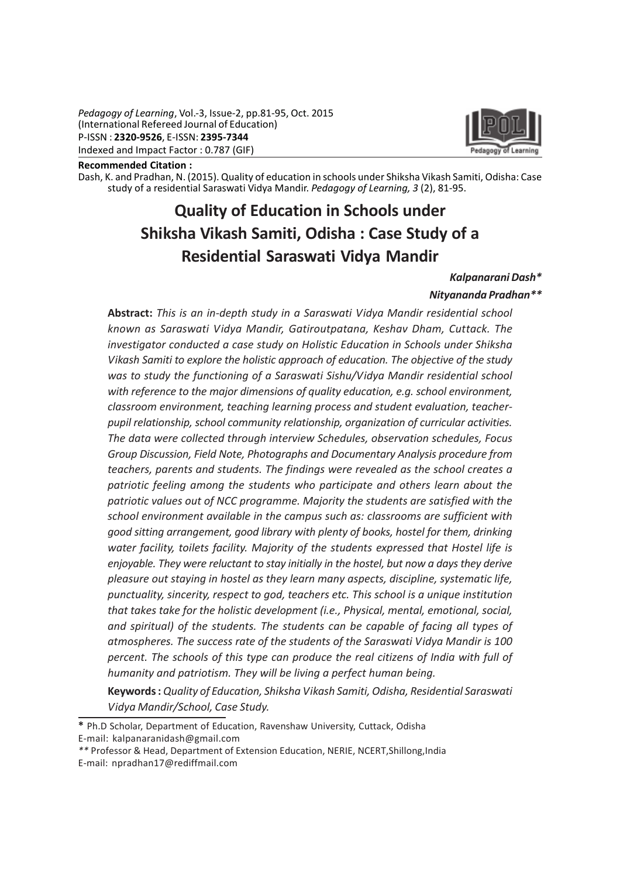Pedagogy of Learning, Vol.-3, Issue-2, pp.81-95, Oct. 2015
(International Refereed Journal of Education)
P-ISSN : **2320-9526**, E-ISSN: **2395-7344**
Indexed and Impact Factor : 0.787 (GIF)

**Recommended Citation :**
Dash, K. and Pradhan, N. (2015). Quality of education in schools under Shiksha Vikash Samiti, Odisha: Case study of a residential Saraswati Vidya Mandir. *Pedagogy of Learning, 3* (2), 81-95.

# Quality of Education in Schools under Shiksha Vikash Samiti, Odisha : Case Study of a Residential Saraswati Vidya Mandir

*Kalpanarani Dash**

*Nityananda Pradhan***

**Abstract:** *This is an in-depth study in a Saraswati Vidya Mandir residential school known as Saraswati Vidya Mandir, Gatiroutpatana, Keshav Dham, Cuttack. The investigator conducted a case study on Holistic Education in Schools under Shiksha Vikash Samiti to explore the holistic approach of education. The objective of the study was to study the functioning of a Saraswati Sishu/Vidya Mandir residential school with reference to the major dimensions of quality education, e.g. school environment, classroom environment, teaching learning process and student evaluation, teacher-pupil relationship, school community relationship, organization of curricular activities. The data were collected through interview Schedules, observation schedules, Focus Group Discussion, Field Note, Photographs and Documentary Analysis procedure from teachers, parents and students. The findings were revealed as the school creates a patriotic feeling among the students who participate and others learn about the patriotic values out of NCC programme. Majority the students are satisfied with the school environment available in the campus such as: classrooms are sufficient with good sitting arrangement, good library with plenty of books, hostel for them, drinking water facility, toilets facility. Majority of the students expressed that Hostel life is enjoyable. They were reluctant to stay initially in the hostel, but now a days they derive pleasure out staying in hostel as they learn many aspects, discipline, systematic life, punctuality, sincerity, respect to god, teachers etc. This school is a unique institution that takes take for the holistic development (i.e., Physical, mental, emotional, social, and spiritual) of the students. The students can be capable of facing all types of atmospheres. The success rate of the students of the Saraswati Vidya Mandir is 100 percent. The schools of this type can produce the real citizens of India with full of humanity and patriotism. They will be living a perfect human being.*

**Keywords :** *Quality of Education, Shiksha Vikash Samiti, Odisha, Residential Saraswati Vidya Mandir/School, Case Study.*

---

**\*** Ph.D Scholar, Department of Education, Ravenshaw University, Cuttack, Odisha
E-mail: kalpanaranidash@gmail.com

*\*\** Professor & Head, Department of Extension Education, NERIE, NCERT,Shillong,India
E-mail: npradhan17@rediffmail.com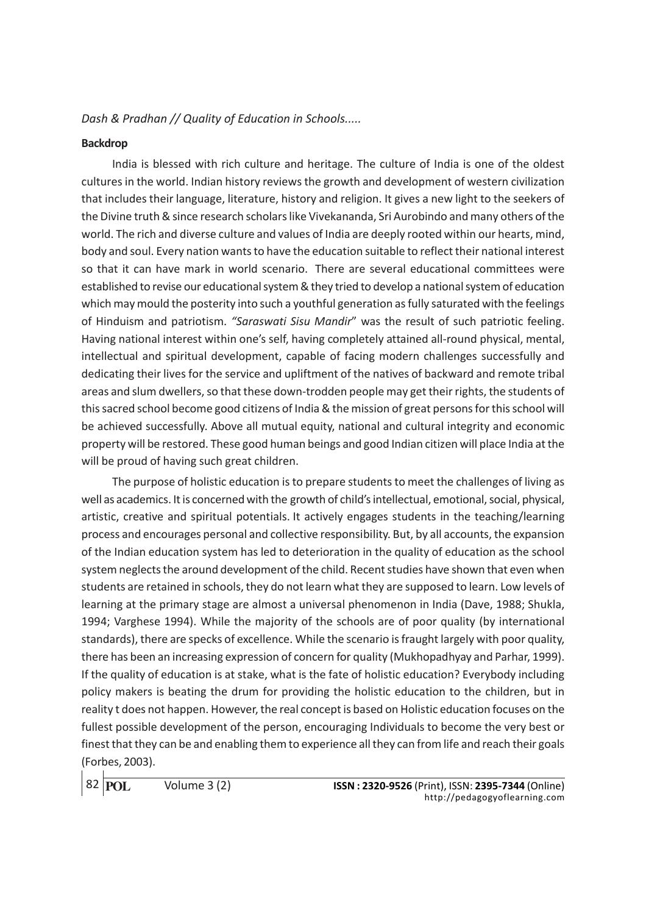## Backdrop

India is blessed with rich culture and heritage. The culture of India is one of the oldest cultures in the world. Indian history reviews the growth and development of western civilization that includes their language, literature, history and religion. It gives a new light to the seekers of the Divine truth & since research scholars like Vivekananda, Sri Aurobindo and many others of the world. The rich and diverse culture and values of India are deeply rooted within our hearts, mind, body and soul. Every nation wants to have the education suitable to reflect their national interest so that it can have mark in world scenario. There are several educational committees were established to revise our educational system & they tried to develop a national system of education which may mould the posterity into such a youthful generation as fully saturated with the feelings of Hinduism and patriotism. *"Saraswati Sisu Mandir*" was the result of such patriotic feeling. Having national interest within one's self, having completely attained all-round physical, mental, intellectual and spiritual development, capable of facing modern challenges successfully and dedicating their lives for the service and upliftment of the natives of backward and remote tribal areas and slum dwellers, so that these down-trodden people may get their rights, the students of this sacred school become good citizens of India & the mission of great persons for this school will be achieved successfully. Above all mutual equity, national and cultural integrity and economic property will be restored. These good human beings and good Indian citizen will place India at the will be proud of having such great children.

The purpose of holistic education is to prepare students to meet the challenges of living as well as academics. It is concerned with the growth of child's intellectual, emotional, social, physical, artistic, creative and spiritual potentials. It actively engages students in the teaching/learning process and encourages personal and collective responsibility. But, by all accounts, the expansion of the Indian education system has led to deterioration in the quality of education as the school system neglects the around development of the child. Recent studies have shown that even when students are retained in schools, they do not learn what they are supposed to learn. Low levels of learning at the primary stage are almost a universal phenomenon in India (Dave, 1988; Shukla, 1994; Varghese 1994). While the majority of the schools are of poor quality (by international standards), there are specks of excellence. While the scenario is fraught largely with poor quality, there has been an increasing expression of concern for quality (Mukhopadhyay and Parhar, 1999). If the quality of education is at stake, what is the fate of holistic education? Everybody including policy makers is beating the drum for providing the holistic education to the children, but in reality t does not happen. However, the real concept is based on Holistic education focuses on the fullest possible development of the person, encouraging Individuals to become the very best or finest that they can be and enabling them to experience all they can from life and reach their goals (Forbes, 2003).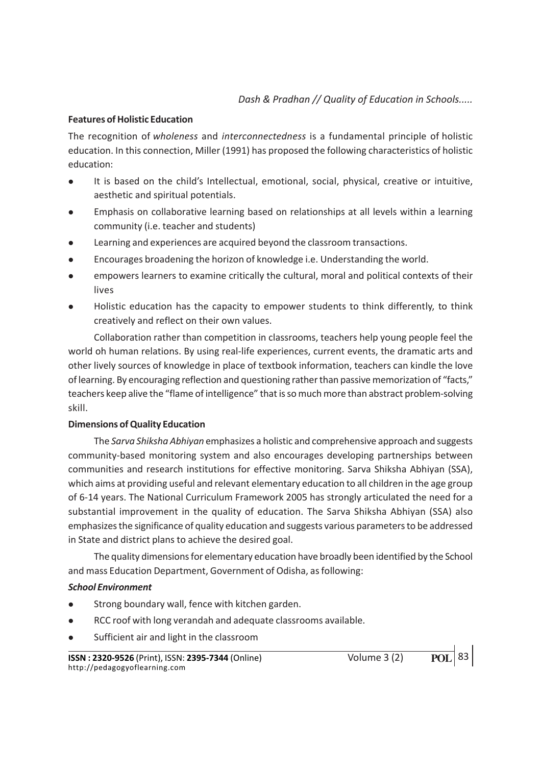### Features of Holistic Education

The recognition of *wholeness* and *interconnectedness* is a fundamental principle of holistic education. In this connection, Miller (1991) has proposed the following characteristics of holistic education:

- It is based on the child's Intellectual, emotional, social, physical, creative or intuitive, aesthetic and spiritual potentials.
- Emphasis on collaborative learning based on relationships at all levels within a learning community (i.e. teacher and students)
- Learning and experiences are acquired beyond the classroom transactions.
- Encourages broadening the horizon of knowledge i.e. Understanding the world.
- empowers learners to examine critically the cultural, moral and political contexts of their lives
- Holistic education has the capacity to empower students to think differently, to think creatively and reflect on their own values.

Collaboration rather than competition in classrooms, teachers help young people feel the world oh human relations. By using real-life experiences, current events, the dramatic arts and other lively sources of knowledge in place of textbook information, teachers can kindle the love of learning. By encouraging reflection and questioning rather than passive memorization of "facts," teachers keep alive the "flame of intelligence" that is so much more than abstract problem-solving skill.

### Dimensions of Quality Education

The *Sarva Shiksha Abhiyan* emphasizes a holistic and comprehensive approach and suggests community-based monitoring system and also encourages developing partnerships between communities and research institutions for effective monitoring. Sarva Shiksha Abhiyan (SSA), which aims at providing useful and relevant elementary education to all children in the age group of 6-14 years. The National Curriculum Framework 2005 has strongly articulated the need for a substantial improvement in the quality of education. The Sarva Shiksha Abhiyan (SSA) also emphasizes the significance of quality education and suggests various parameters to be addressed in State and district plans to achieve the desired goal.

The quality dimensions for elementary education have broadly been identified by the School and mass Education Department, Government of Odisha, as following:

#### *School Environment*

- Strong boundary wall, fence with kitchen garden.
- RCC roof with long verandah and adequate classrooms available.
- Sufficient air and light in the classroom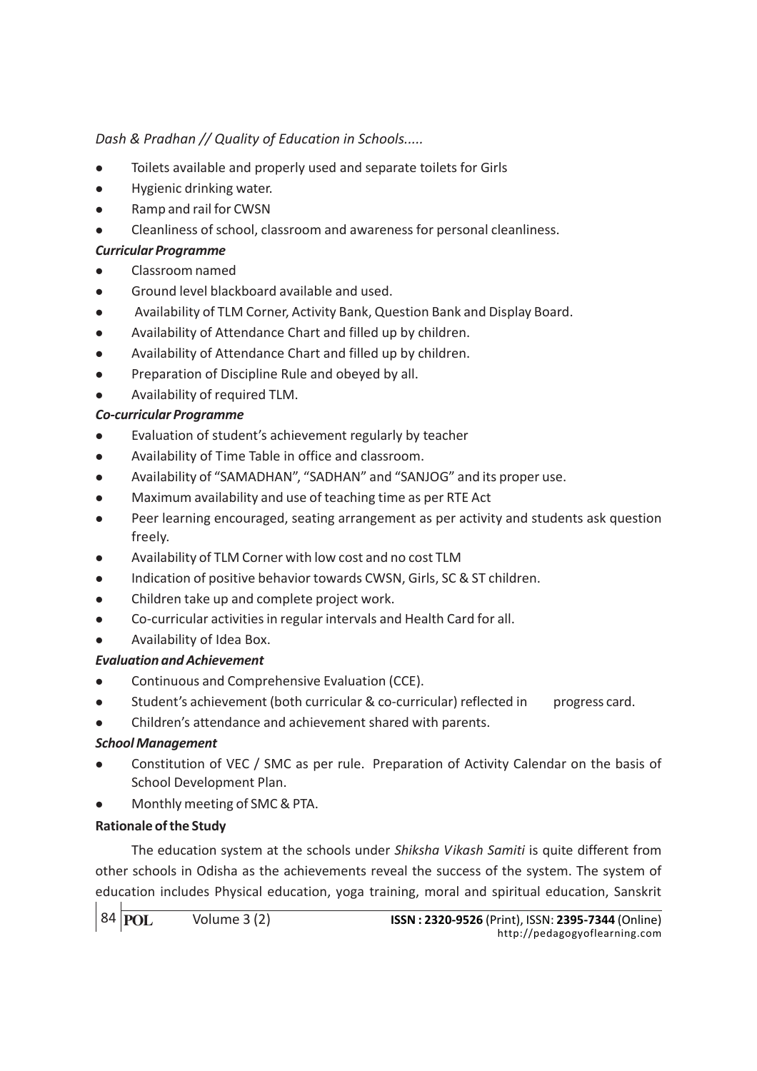- Toilets available and properly used and separate toilets for Girls
- Hygienic drinking water.
- Ramp and rail for CWSN
- Cleanliness of school, classroom and awareness for personal cleanliness.

***Curricular Programme***

- Classroom named
- Ground level blackboard available and used.
- Availability of TLM Corner, Activity Bank, Question Bank and Display Board.
- Availability of Attendance Chart and filled up by children.
- Availability of Attendance Chart and filled up by children.
- Preparation of Discipline Rule and obeyed by all.
- Availability of required TLM.

***Co-curricular Programme***

- Evaluation of student's achievement regularly by teacher
- Availability of Time Table in office and classroom.
- Availability of "SAMADHAN", "SADHAN" and "SANJOG" and its proper use.
- Maximum availability and use of teaching time as per RTE Act
- Peer learning encouraged, seating arrangement as per activity and students ask question freely.
- Availability of TLM Corner with low cost and no cost TLM
- Indication of positive behavior towards CWSN, Girls, SC & ST children.
- Children take up and complete project work.
- Co-curricular activities in regular intervals and Health Card for all.
- Availability of Idea Box.

***Evaluation and Achievement***

- Continuous and Comprehensive Evaluation (CCE).
- Student's achievement (both curricular & co-curricular) reflected in progress card.
- Children's attendance and achievement shared with parents.

***School Management***

- Constitution of VEC / SMC as per rule. Preparation of Activity Calendar on the basis of School Development Plan.
- Monthly meeting of SMC & PTA.

**Rationale of the Study**

The education system at the schools under *Shiksha Vikash Samiti* is quite different from other schools in Odisha as the achievements reveal the success of the system. The system of education includes Physical education, yoga training, moral and spiritual education, Sanskrit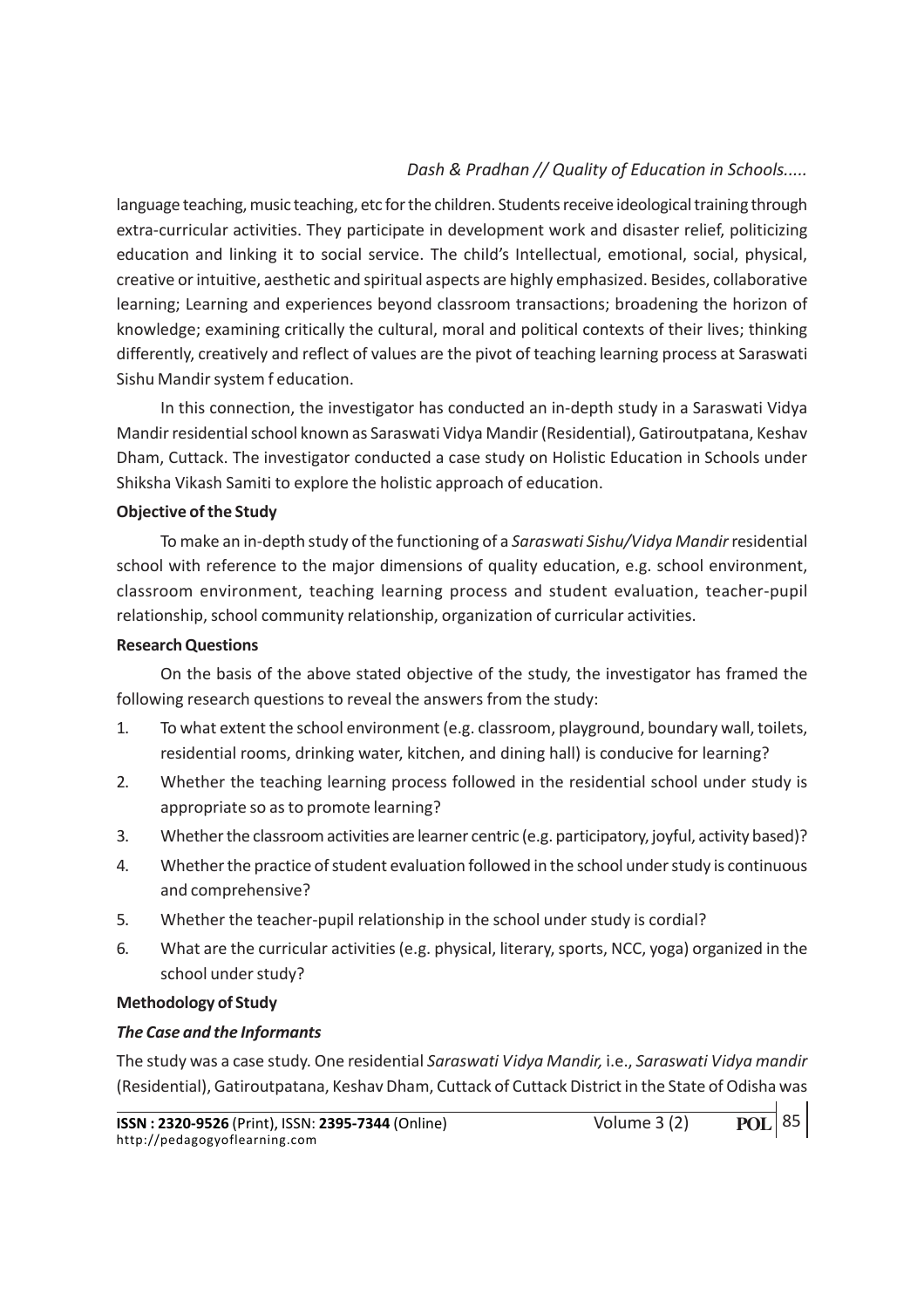language teaching, music teaching, etc for the children. Students receive ideological training through extra-curricular activities. They participate in development work and disaster relief, politicizing education and linking it to social service. The child's Intellectual, emotional, social, physical, creative or intuitive, aesthetic and spiritual aspects are highly emphasized. Besides, collaborative learning; Learning and experiences beyond classroom transactions; broadening the horizon of knowledge; examining critically the cultural, moral and political contexts of their lives; thinking differently, creatively and reflect of values are the pivot of teaching learning process at Saraswati Sishu Mandir system f education.

In this connection, the investigator has conducted an in-depth study in a Saraswati Vidya Mandir residential school known as Saraswati Vidya Mandir (Residential), Gatiroutpatana, Keshav Dham, Cuttack. The investigator conducted a case study on Holistic Education in Schools under Shiksha Vikash Samiti to explore the holistic approach of education.

**Objective of the Study**

To make an in-depth study of the functioning of a *Saraswati Sishu/Vidya Mandir* residential school with reference to the major dimensions of quality education, e.g. school environment, classroom environment, teaching learning process and student evaluation, teacher-pupil relationship, school community relationship, organization of curricular activities.

**Research Questions**

On the basis of the above stated objective of the study, the investigator has framed the following research questions to reveal the answers from the study:

1. To what extent the school environment (e.g. classroom, playground, boundary wall, toilets, residential rooms, drinking water, kitchen, and dining hall) is conducive for learning?
2. Whether the teaching learning process followed in the residential school under study is appropriate so as to promote learning?
3. Whether the classroom activities are learner centric (e.g. participatory, joyful, activity based)?
4. Whether the practice of student evaluation followed in the school under study is continuous and comprehensive?
5. Whether the teacher-pupil relationship in the school under study is cordial?
6. What are the curricular activities (e.g. physical, literary, sports, NCC, yoga) organized in the school under study?

**Methodology of Study**

***The Case and the Informants***

The study was a case study. One residential *Saraswati Vidya Mandir,* i.e., *Saraswati Vidya mandir* (Residential), Gatiroutpatana, Keshav Dham, Cuttack of Cuttack District in the State of Odisha was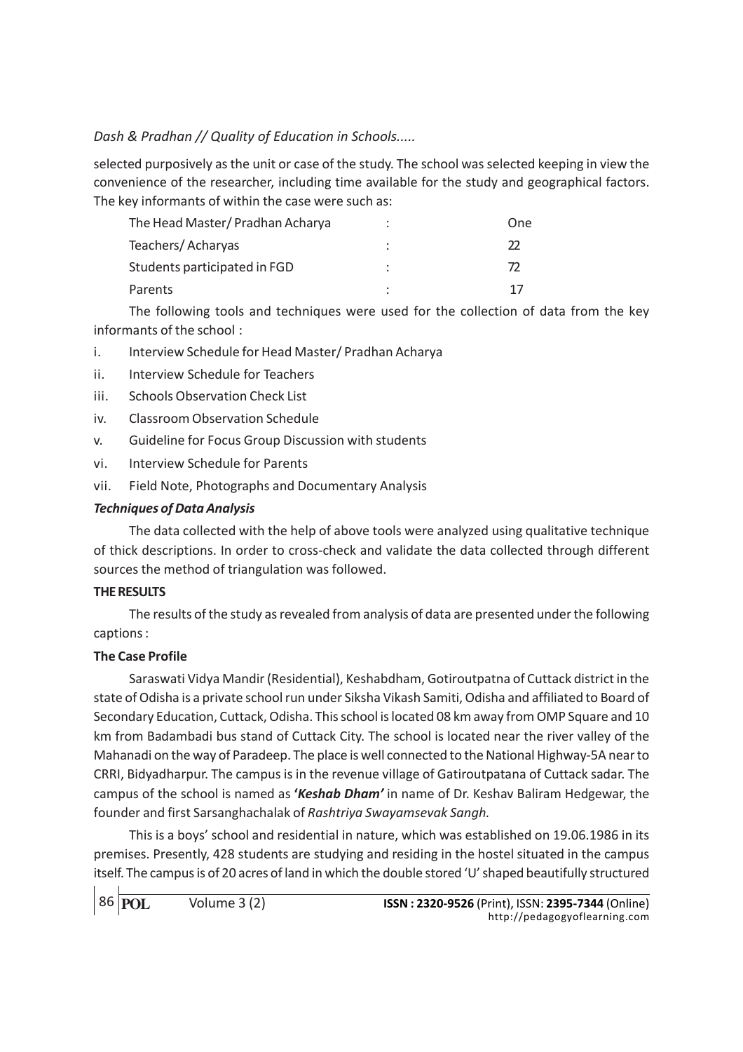selected purposively as the unit or case of the study. The school was selected keeping in view the convenience of the researcher, including time available for the study and geographical factors. The key informants of within the case were such as:

| | | |
|---|---|---|
| The Head Master/ Pradhan Acharya | : | One |
| Teachers/ Acharyas | : | 22 |
| Students participated in FGD | : | 72 |
| Parents | : | 17 |

The following tools and techniques were used for the collection of data from the key informants of the school :

i. Interview Schedule for Head Master/ Pradhan Acharya
ii. Interview Schedule for Teachers
iii. Schools Observation Check List
iv. Classroom Observation Schedule
v. Guideline for Focus Group Discussion with students
vi. Interview Schedule for Parents
vii. Field Note, Photographs and Documentary Analysis

### *Techniques of Data Analysis*

The data collected with the help of above tools were analyzed using qualitative technique of thick descriptions. In order to cross-check and validate the data collected through different sources the method of triangulation was followed.

## THE RESULTS

The results of the study as revealed from analysis of data are presented under the following captions :

### The Case Profile

Saraswati Vidya Mandir (Residential), Keshabdham, Gotiroutpatna of Cuttack district in the state of Odisha is a private school run under Siksha Vikash Samiti, Odisha and affiliated to Board of Secondary Education, Cuttack, Odisha. This school is located 08 km away from OMP Square and 10 km from Badambadi bus stand of Cuttack City. The school is located near the river valley of the Mahanadi on the way of Paradeep. The place is well connected to the National Highway-5A near to CRRI, Bidyadharpur. The campus is in the revenue village of Gatiroutpatana of Cuttack sadar. The campus of the school is named as ***'Keshab Dham'*** in name of Dr. Keshav Baliram Hedgewar, the founder and first Sarsanghachalak of *Rashtriya Swayamsevak Sangh.*

This is a boys' school and residential in nature, which was established on 19.06.1986 in its premises. Presently, 428 students are studying and residing in the hostel situated in the campus itself. The campus is of 20 acres of land in which the double stored 'U' shaped beautifully structured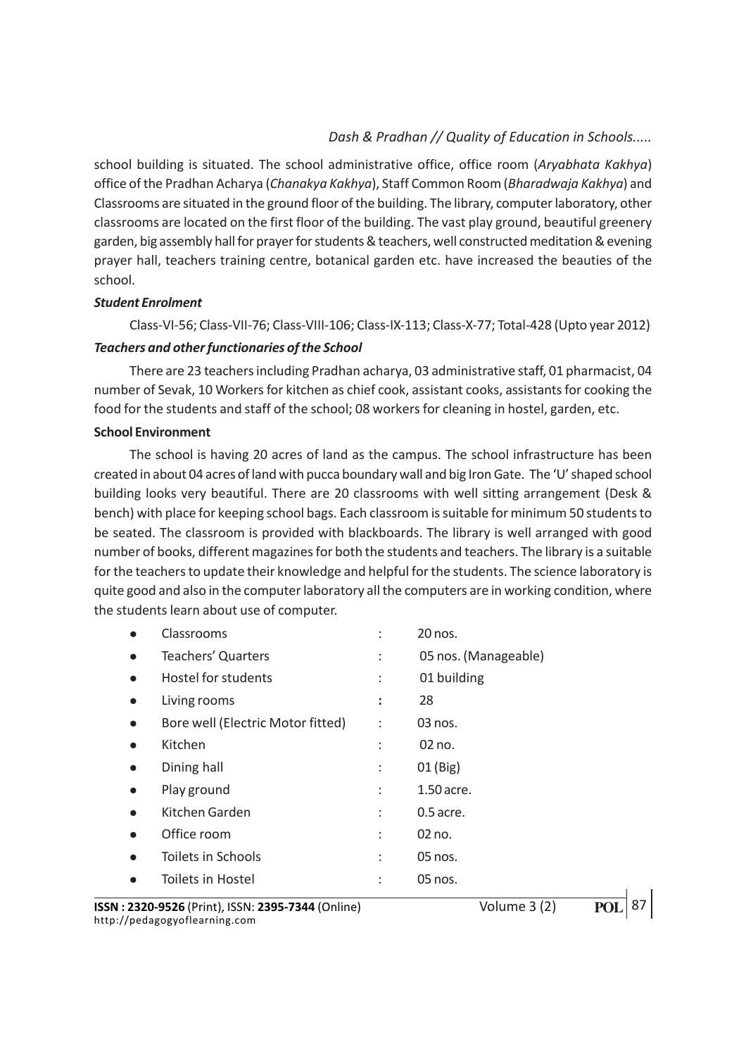school building is situated. The school administrative office, office room (*Aryabhata Kakhya*) office of the Pradhan Acharya (*Chanakya Kakhya*), Staff Common Room (*Bharadwaja Kakhya*) and Classrooms are situated in the ground floor of the building. The library, computer laboratory, other classrooms are located on the first floor of the building. The vast play ground, beautiful greenery garden, big assembly hall for prayer for students & teachers, well constructed meditation & evening prayer hall, teachers training centre, botanical garden etc. have increased the beauties of the school.

***Student Enrolment***

Class-VI-56; Class-VII-76; Class-VIII-106; Class-IX-113; Class-X-77; Total-428 (Upto year 2012)

***Teachers and other functionaries of the School***

There are 23 teachers including Pradhan acharya, 03 administrative staff, 01 pharmacist, 04 number of Sevak, 10 Workers for kitchen as chief cook, assistant cooks, assistants for cooking the food for the students and staff of the school; 08 workers for cleaning in hostel, garden, etc.

**School Environment**

The school is having 20 acres of land as the campus. The school infrastructure has been created in about 04 acres of land with pucca boundary wall and big Iron Gate. The 'U' shaped school building looks very beautiful. There are 20 classrooms with well sitting arrangement (Desk & bench) with place for keeping school bags. Each classroom is suitable for minimum 50 students to be seated. The classroom is provided with blackboards. The library is well arranged with good number of books, different magazines for both the students and teachers. The library is a suitable for the teachers to update their knowledge and helpful for the students. The science laboratory is quite good and also in the computer laboratory all the computers are in working condition, where the students learn about use of computer.

- Classrooms : 20 nos.
- Teachers' Quarters : 05 nos. (Manageable)
- Hostel for students : 01 building
- Living rooms : 28
- Bore well (Electric Motor fitted) : 03 nos.
- Kitchen : 02 no.
- Dining hall : 01 (Big)
- Play ground : 1.50 acre.
- Kitchen Garden : 0.5 acre.
- Office room : 02 no.
- Toilets in Schools : 05 nos.
- Toilets in Hostel : 05 nos.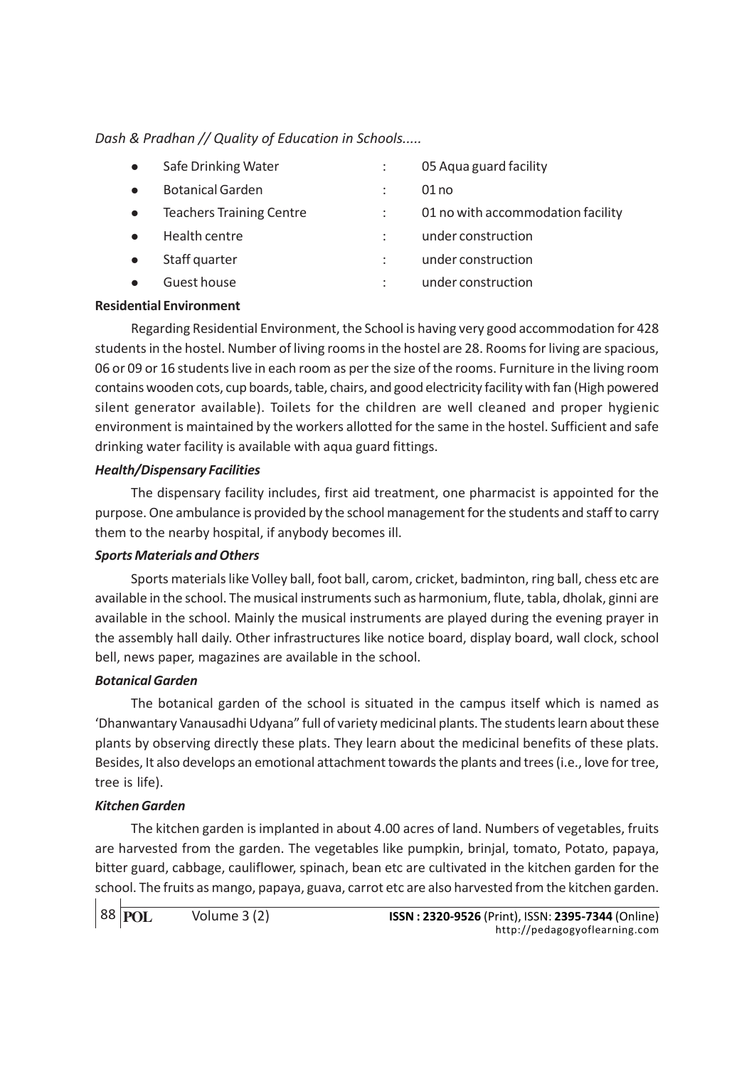- Safe Drinking Water : 05 Aqua guard facility
- Botanical Garden : 01 no
- Teachers Training Centre : 01 no with accommodation facility
- Health centre : under construction
- Staff quarter : under construction
- Guest house : under construction

**Residential Environment**

Regarding Residential Environment, the School is having very good accommodation for 428 students in the hostel. Number of living rooms in the hostel are 28. Rooms for living are spacious, 06 or 09 or 16 students live in each room as per the size of the rooms. Furniture in the living room contains wooden cots, cup boards, table, chairs, and good electricity facility with fan (High powered silent generator available). Toilets for the children are well cleaned and proper hygienic environment is maintained by the workers allotted for the same in the hostel. Sufficient and safe drinking water facility is available with aqua guard fittings.

***Health/Dispensary Facilities***

The dispensary facility includes, first aid treatment, one pharmacist is appointed for the purpose. One ambulance is provided by the school management for the students and staff to carry them to the nearby hospital, if anybody becomes ill.

***Sports Materials and Others***

Sports materials like Volley ball, foot ball, carom, cricket, badminton, ring ball, chess etc are available in the school. The musical instruments such as harmonium, flute, tabla, dholak, ginni are available in the school. Mainly the musical instruments are played during the evening prayer in the assembly hall daily. Other infrastructures like notice board, display board, wall clock, school bell, news paper, magazines are available in the school.

***Botanical Garden***

The botanical garden of the school is situated in the campus itself which is named as 'Dhanwantary Vanausadhi Udyana" full of variety medicinal plants. The students learn about these plants by observing directly these plats. They learn about the medicinal benefits of these plats. Besides, It also develops an emotional attachment towards the plants and trees (i.e., love for tree, tree is life).

***Kitchen Garden***

The kitchen garden is implanted in about 4.00 acres of land. Numbers of vegetables, fruits are harvested from the garden. The vegetables like pumpkin, brinjal, tomato, Potato, papaya, bitter guard, cabbage, cauliflower, spinach, bean etc are cultivated in the kitchen garden for the school. The fruits as mango, papaya, guava, carrot etc are also harvested from the kitchen garden.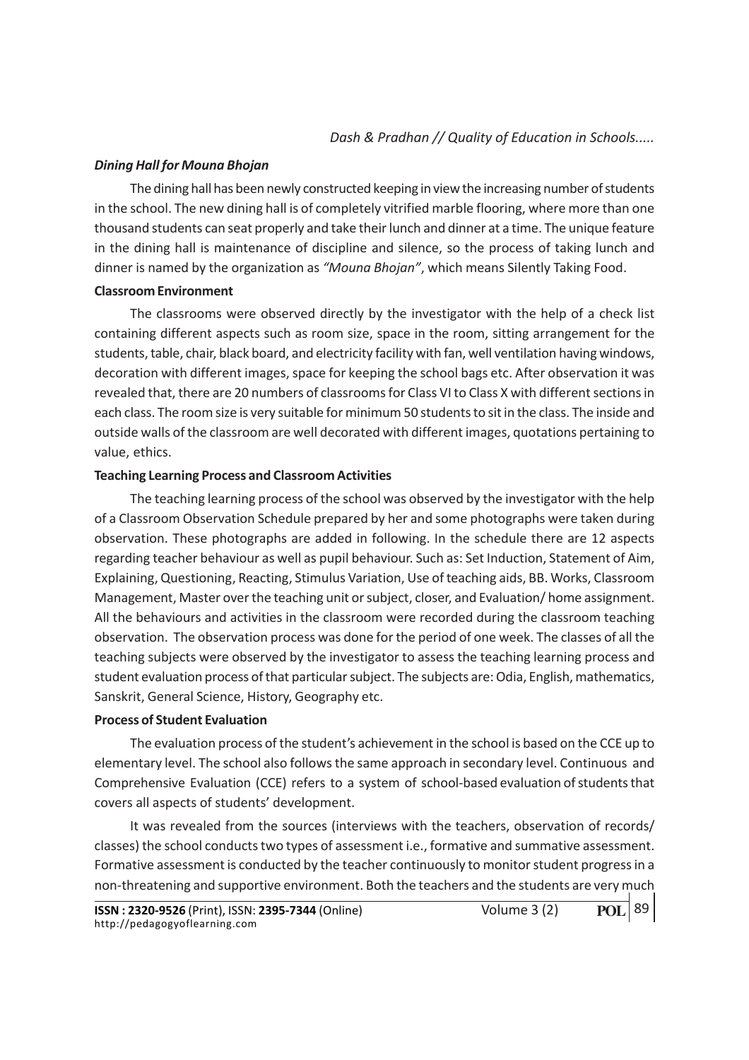### *Dining Hall for Mouna Bhojan*

The dining hall has been newly constructed keeping in view the increasing number of students in the school. The new dining hall is of completely vitrified marble flooring, where more than one thousand students can seat properly and take their lunch and dinner at a time. The unique feature in the dining hall is maintenance of discipline and silence, so the process of taking lunch and dinner is named by the organization as *"Mouna Bhojan"*, which means Silently Taking Food.

### Classroom Environment

The classrooms were observed directly by the investigator with the help of a check list containing different aspects such as room size, space in the room, sitting arrangement for the students, table, chair, black board, and electricity facility with fan, well ventilation having windows, decoration with different images, space for keeping the school bags etc. After observation it was revealed that, there are 20 numbers of classrooms for Class VI to Class X with different sections in each class. The room size is very suitable for minimum 50 students to sit in the class. The inside and outside walls of the classroom are well decorated with different images, quotations pertaining to value, ethics.

### Teaching Learning Process and Classroom Activities

The teaching learning process of the school was observed by the investigator with the help of a Classroom Observation Schedule prepared by her and some photographs were taken during observation. These photographs are added in following. In the schedule there are 12 aspects regarding teacher behaviour as well as pupil behaviour. Such as: Set Induction, Statement of Aim, Explaining, Questioning, Reacting, Stimulus Variation, Use of teaching aids, BB. Works, Classroom Management, Master over the teaching unit or subject, closer, and Evaluation/ home assignment. All the behaviours and activities in the classroom were recorded during the classroom teaching observation. The observation process was done for the period of one week. The classes of all the teaching subjects were observed by the investigator to assess the teaching learning process and student evaluation process of that particular subject. The subjects are: Odia, English, mathematics, Sanskrit, General Science, History, Geography etc.

### Process of Student Evaluation

The evaluation process of the student's achievement in the school is based on the CCE up to elementary level. The school also follows the same approach in secondary level. Continuous and Comprehensive Evaluation (CCE) refers to a system of school-based evaluation of students that covers all aspects of students' development.

It was revealed from the sources (interviews with the teachers, observation of records/ classes) the school conducts two types of assessment i.e., formative and summative assessment. Formative assessment is conducted by the teacher continuously to monitor student progress in a non-threatening and supportive environment. Both the teachers and the students are very much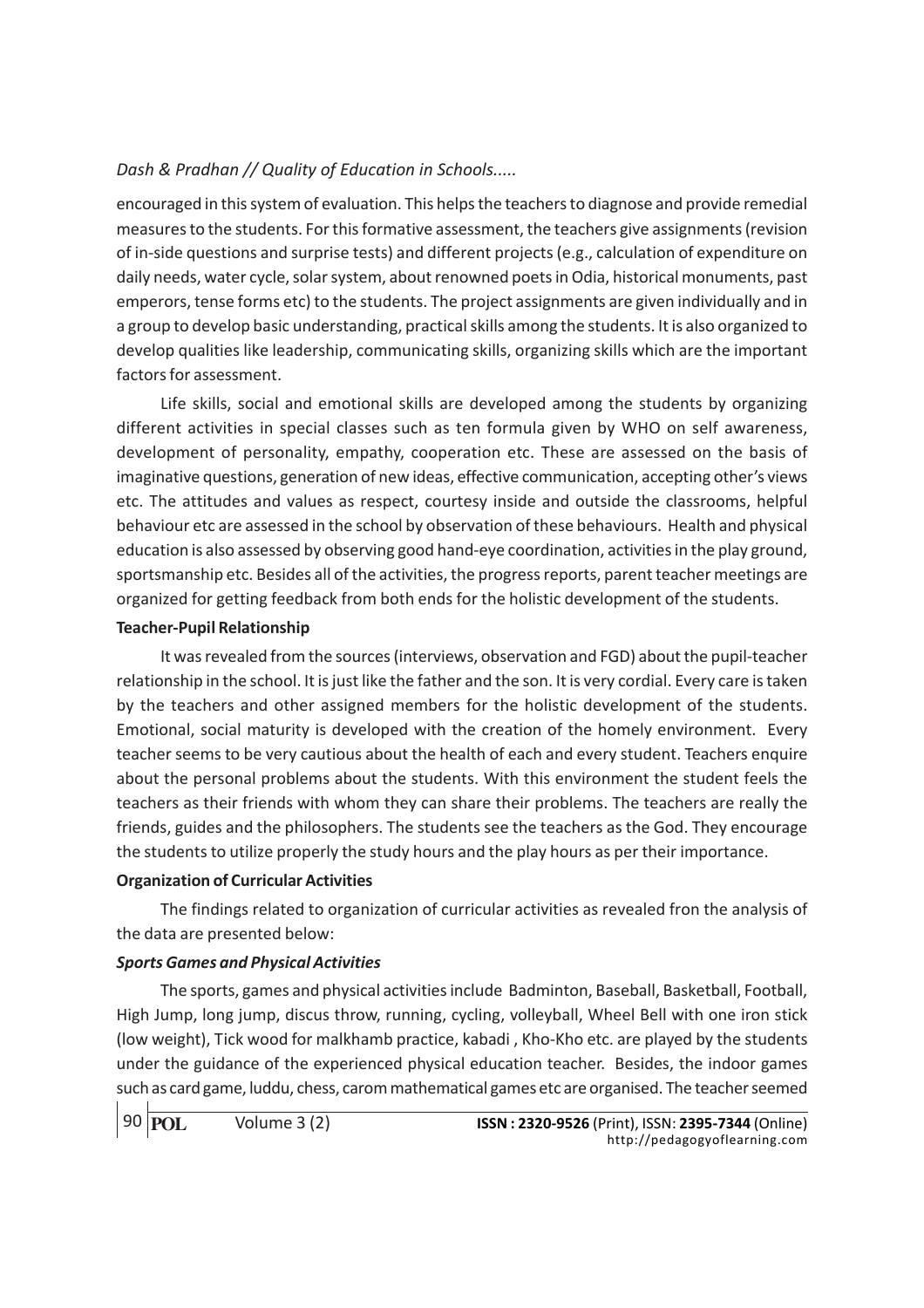encouraged in this system of evaluation. This helps the teachers to diagnose and provide remedial measures to the students. For this formative assessment, the teachers give assignments (revision of in-side questions and surprise tests) and different projects (e.g., calculation of expenditure on daily needs, water cycle, solar system, about renowned poets in Odia, historical monuments, past emperors, tense forms etc) to the students. The project assignments are given individually and in a group to develop basic understanding, practical skills among the students. It is also organized to develop qualities like leadership, communicating skills, organizing skills which are the important factors for assessment.

Life skills, social and emotional skills are developed among the students by organizing different activities in special classes such as ten formula given by WHO on self awareness, development of personality, empathy, cooperation etc. These are assessed on the basis of imaginative questions, generation of new ideas, effective communication, accepting other's views etc. The attitudes and values as respect, courtesy inside and outside the classrooms, helpful behaviour etc are assessed in the school by observation of these behaviours. Health and physical education is also assessed by observing good hand-eye coordination, activities in the play ground, sportsmanship etc. Besides all of the activities, the progress reports, parent teacher meetings are organized for getting feedback from both ends for the holistic development of the students.

**Teacher-Pupil Relationship**

It was revealed from the sources (interviews, observation and FGD) about the pupil-teacher relationship in the school. It is just like the father and the son. It is very cordial. Every care is taken by the teachers and other assigned members for the holistic development of the students. Emotional, social maturity is developed with the creation of the homely environment. Every teacher seems to be very cautious about the health of each and every student. Teachers enquire about the personal problems about the students. With this environment the student feels the teachers as their friends with whom they can share their problems. The teachers are really the friends, guides and the philosophers. The students see the teachers as the God. They encourage the students to utilize properly the study hours and the play hours as per their importance.

**Organization of Curricular Activities**

The findings related to organization of curricular activities as revealed fron the analysis of the data are presented below:

***Sports Games and Physical Activities***

The sports, games and physical activities include Badminton, Baseball, Basketball, Football, High Jump, long jump, discus throw, running, cycling, volleyball, Wheel Bell with one iron stick (low weight), Tick wood for malkhamb practice, kabadi , Kho-Kho etc. are played by the students under the guidance of the experienced physical education teacher. Besides, the indoor games such as card game, luddu, chess, carom mathematical games etc are organised. The teacher seemed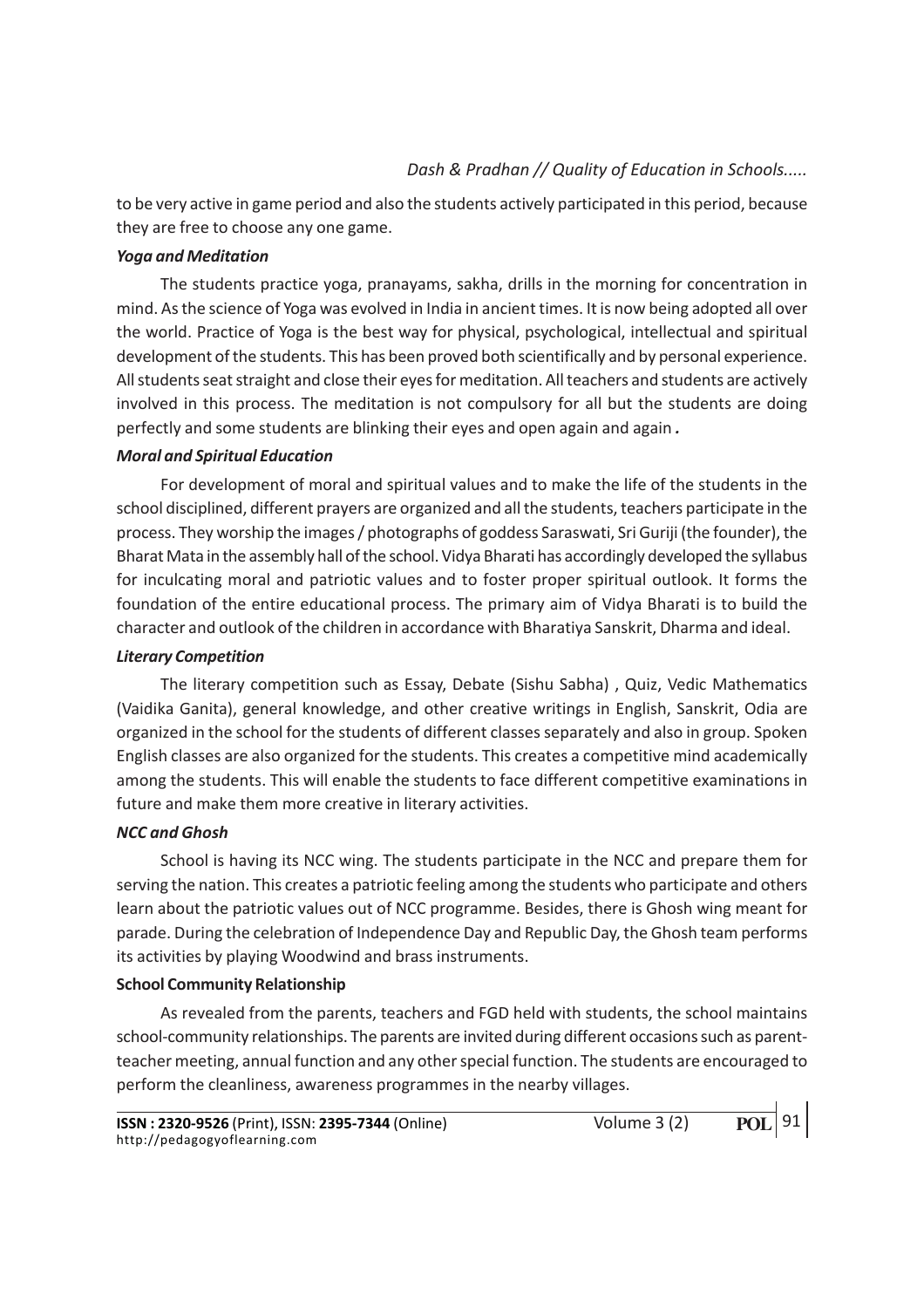to be very active in game period and also the students actively participated in this period, because they are free to choose any one game.

***Yoga and Meditation***

The students practice yoga, pranayams, sakha, drills in the morning for concentration in mind. As the science of Yoga was evolved in India in ancient times. It is now being adopted all over the world. Practice of Yoga is the best way for physical, psychological, intellectual and spiritual development of the students. This has been proved both scientifically and by personal experience. All students seat straight and close their eyes for meditation. All teachers and students are actively involved in this process. The meditation is not compulsory for all but the students are doing perfectly and some students are blinking their eyes and open again and again.

***Moral and Spiritual Education***

For development of moral and spiritual values and to make the life of the students in the school disciplined, different prayers are organized and all the students, teachers participate in the process. They worship the images / photographs of goddess Saraswati, Sri Guriji (the founder), the Bharat Mata in the assembly hall of the school. Vidya Bharati has accordingly developed the syllabus for inculcating moral and patriotic values and to foster proper spiritual outlook. It forms the foundation of the entire educational process. The primary aim of Vidya Bharati is to build the character and outlook of the children in accordance with Bharatiya Sanskrit, Dharma and ideal.

***Literary Competition***

The literary competition such as Essay, Debate (Sishu Sabha) , Quiz, Vedic Mathematics (Vaidika Ganita), general knowledge, and other creative writings in English, Sanskrit, Odia are organized in the school for the students of different classes separately and also in group. Spoken English classes are also organized for the students. This creates a competitive mind academically among the students. This will enable the students to face different competitive examinations in future and make them more creative in literary activities.

***NCC and Ghosh***

School is having its NCC wing. The students participate in the NCC and prepare them for serving the nation. This creates a patriotic feeling among the students who participate and others learn about the patriotic values out of NCC programme. Besides, there is Ghosh wing meant for parade. During the celebration of Independence Day and Republic Day, the Ghosh team performs its activities by playing Woodwind and brass instruments.

**School Community Relationship**

As revealed from the parents, teachers and FGD held with students, the school maintains school-community relationships. The parents are invited during different occasions such as parent-teacher meeting, annual function and any other special function. The students are encouraged to perform the cleanliness, awareness programmes in the nearby villages.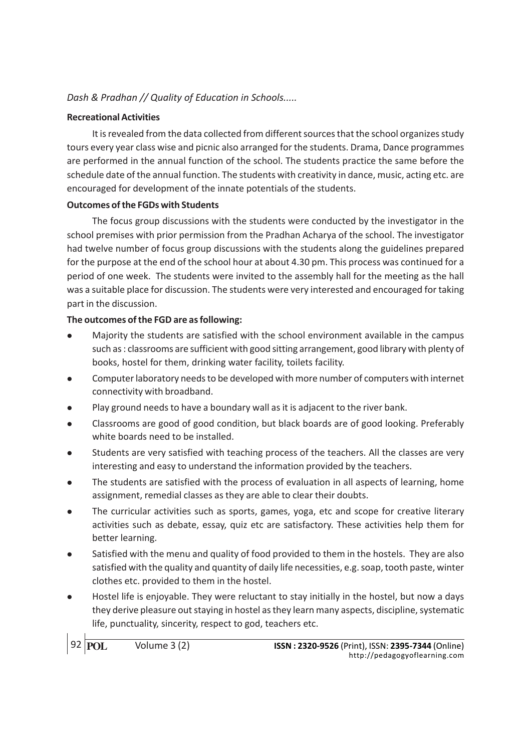**Recreational Activities**

It is revealed from the data collected from different sources that the school organizes study tours every year class wise and picnic also arranged for the students. Drama, Dance programmes are performed in the annual function of the school. The students practice the same before the schedule date of the annual function. The students with creativity in dance, music, acting etc. are encouraged for development of the innate potentials of the students.

**Outcomes of the FGDs with Students**

The focus group discussions with the students were conducted by the investigator in the school premises with prior permission from the Pradhan Acharya of the school. The investigator had twelve number of focus group discussions with the students along the guidelines prepared for the purpose at the end of the school hour at about 4.30 pm. This process was continued for a period of one week. The students were invited to the assembly hall for the meeting as the hall was a suitable place for discussion. The students were very interested and encouraged for taking part in the discussion.

**The outcomes of the FGD are as following:**

- Majority the students are satisfied with the school environment available in the campus such as : classrooms are sufficient with good sitting arrangement, good library with plenty of books, hostel for them, drinking water facility, toilets facility.
- Computer laboratory needs to be developed with more number of computers with internet connectivity with broadband.
- Play ground needs to have a boundary wall as it is adjacent to the river bank.
- Classrooms are good of good condition, but black boards are of good looking. Preferably white boards need to be installed.
- Students are very satisfied with teaching process of the teachers. All the classes are very interesting and easy to understand the information provided by the teachers.
- The students are satisfied with the process of evaluation in all aspects of learning, home assignment, remedial classes as they are able to clear their doubts.
- The curricular activities such as sports, games, yoga, etc and scope for creative literary activities such as debate, essay, quiz etc are satisfactory. These activities help them for better learning.
- Satisfied with the menu and quality of food provided to them in the hostels. They are also satisfied with the quality and quantity of daily life necessities, e.g. soap, tooth paste, winter clothes etc. provided to them in the hostel.
- Hostel life is enjoyable. They were reluctant to stay initially in the hostel, but now a days they derive pleasure out staying in hostel as they learn many aspects, discipline, systematic life, punctuality, sincerity, respect to god, teachers etc.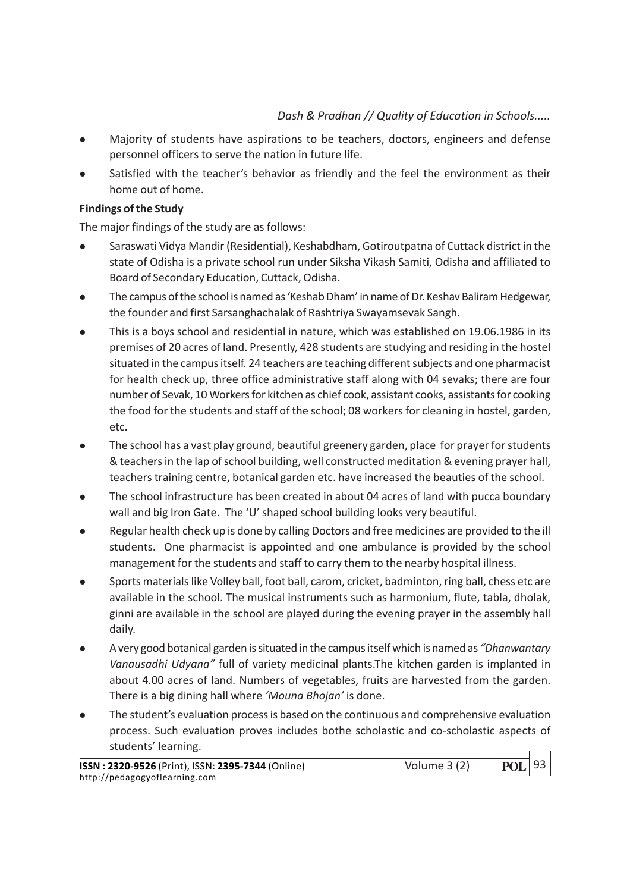- Majority of students have aspirations to be teachers, doctors, engineers and defense personnel officers to serve the nation in future life.
- Satisfied with the teacher's behavior as friendly and the feel the environment as their home out of home.

**Findings of the Study**

The major findings of the study are as follows:

- Saraswati Vidya Mandir (Residential), Keshabdham, Gotiroutpatna of Cuttack district in the state of Odisha is a private school run under Siksha Vikash Samiti, Odisha and affiliated to Board of Secondary Education, Cuttack, Odisha.
- The campus of the school is named as 'Keshab Dham' in name of Dr. Keshav Baliram Hedgewar, the founder and first Sarsanghachalak of Rashtriya Swayamsevak Sangh.
- This is a boys school and residential in nature, which was established on 19.06.1986 in its premises of 20 acres of land. Presently, 428 students are studying and residing in the hostel situated in the campus itself. 24 teachers are teaching different subjects and one pharmacist for health check up, three office administrative staff along with 04 sevaks; there are four number of Sevak, 10 Workers for kitchen as chief cook, assistant cooks, assistants for cooking the food for the students and staff of the school; 08 workers for cleaning in hostel, garden, etc.
- The school has a vast play ground, beautiful greenery garden, place for prayer for students & teachers in the lap of school building, well constructed meditation & evening prayer hall, teachers training centre, botanical garden etc. have increased the beauties of the school.
- The school infrastructure has been created in about 04 acres of land with pucca boundary wall and big Iron Gate. The 'U' shaped school building looks very beautiful.
- Regular health check up is done by calling Doctors and free medicines are provided to the ill students. One pharmacist is appointed and one ambulance is provided by the school management for the students and staff to carry them to the nearby hospital illness.
- Sports materials like Volley ball, foot ball, carom, cricket, badminton, ring ball, chess etc are available in the school. The musical instruments such as harmonium, flute, tabla, dholak, ginni are available in the school are played during the evening prayer in the assembly hall daily.
- A very good botanical garden is situated in the campus itself which is named as *"Dhanwantary Vanausadhi Udyana"* full of variety medicinal plants.The kitchen garden is implanted in about 4.00 acres of land. Numbers of vegetables, fruits are harvested from the garden. There is a big dining hall where *'Mouna Bhojan'* is done.
- The student's evaluation process is based on the continuous and comprehensive evaluation process. Such evaluation proves includes bothe scholastic and co-scholastic aspects of students' learning.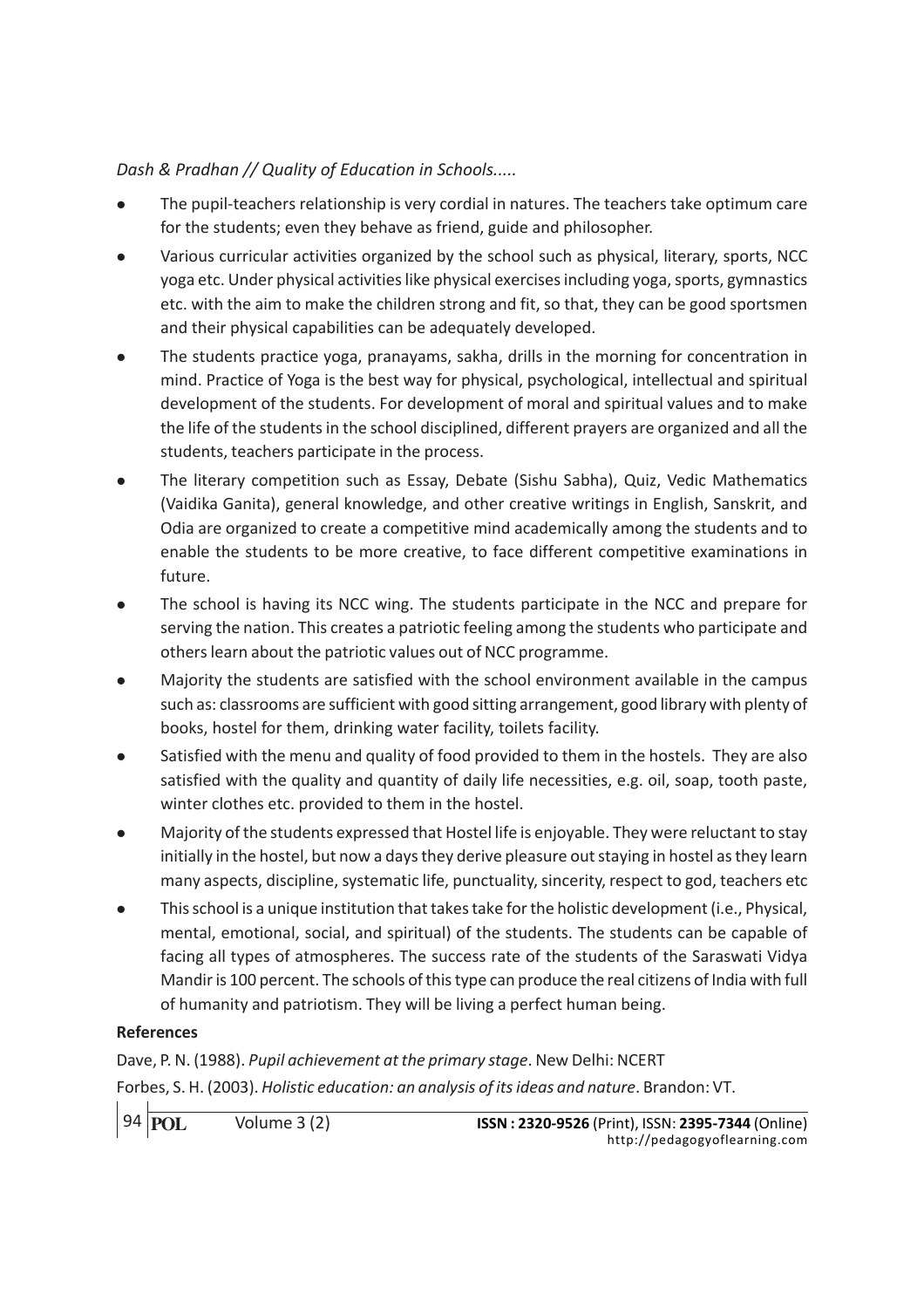- The pupil-teachers relationship is very cordial in natures. The teachers take optimum care for the students; even they behave as friend, guide and philosopher.
- Various curricular activities organized by the school such as physical, literary, sports, NCC yoga etc. Under physical activities like physical exercises including yoga, sports, gymnastics etc. with the aim to make the children strong and fit, so that, they can be good sportsmen and their physical capabilities can be adequately developed.
- The students practice yoga, pranayams, sakha, drills in the morning for concentration in mind. Practice of Yoga is the best way for physical, psychological, intellectual and spiritual development of the students. For development of moral and spiritual values and to make the life of the students in the school disciplined, different prayers are organized and all the students, teachers participate in the process.
- The literary competition such as Essay, Debate (Sishu Sabha), Quiz, Vedic Mathematics (Vaidika Ganita), general knowledge, and other creative writings in English, Sanskrit, and Odia are organized to create a competitive mind academically among the students and to enable the students to be more creative, to face different competitive examinations in future.
- The school is having its NCC wing. The students participate in the NCC and prepare for serving the nation. This creates a patriotic feeling among the students who participate and others learn about the patriotic values out of NCC programme.
- Majority the students are satisfied with the school environment available in the campus such as: classrooms are sufficient with good sitting arrangement, good library with plenty of books, hostel for them, drinking water facility, toilets facility.
- Satisfied with the menu and quality of food provided to them in the hostels. They are also satisfied with the quality and quantity of daily life necessities, e.g. oil, soap, tooth paste, winter clothes etc. provided to them in the hostel.
- Majority of the students expressed that Hostel life is enjoyable. They were reluctant to stay initially in the hostel, but now a days they derive pleasure out staying in hostel as they learn many aspects, discipline, systematic life, punctuality, sincerity, respect to god, teachers etc
- This school is a unique institution that takes take for the holistic development (i.e., Physical, mental, emotional, social, and spiritual) of the students. The students can be capable of facing all types of atmospheres. The success rate of the students of the Saraswati Vidya Mandir is 100 percent. The schools of this type can produce the real citizens of India with full of humanity and patriotism. They will be living a perfect human being.

**References**

Dave, P. N. (1988). *Pupil achievement at the primary stage*. New Delhi: NCERT

Forbes, S. H. (2003). *Holistic education: an analysis of its ideas and nature*. Brandon: VT.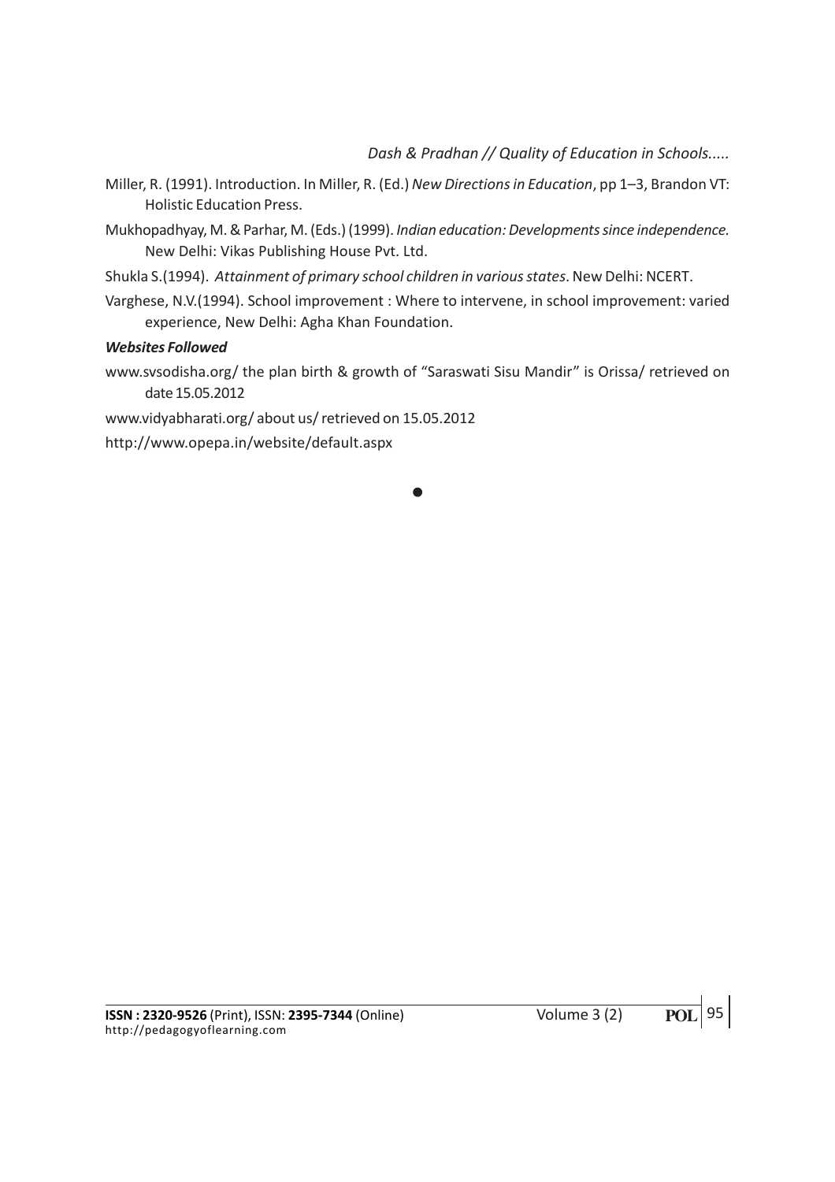Miller, R. (1991). Introduction. In Miller, R. (Ed.) *New Directions in Education*, pp 1–3, Brandon VT: Holistic Education Press.

Mukhopadhyay, M. & Parhar, M. (Eds.) (1999). *Indian education: Developments since independence.* New Delhi: Vikas Publishing House Pvt. Ltd.

Shukla S.(1994). *Attainment of primary school children in various states*. New Delhi: NCERT.

Varghese, N.V.(1994). School improvement : Where to intervene, in school improvement: varied experience, New Delhi: Agha Khan Foundation.

***Websites Followed***

www.svsodisha.org/ the plan birth & growth of "Saraswati Sisu Mandir" is Orissa/ retrieved on date 15.05.2012

www.vidyabharati.org/ about us/ retrieved on 15.05.2012

http://www.opepa.in/website/default.aspx

●